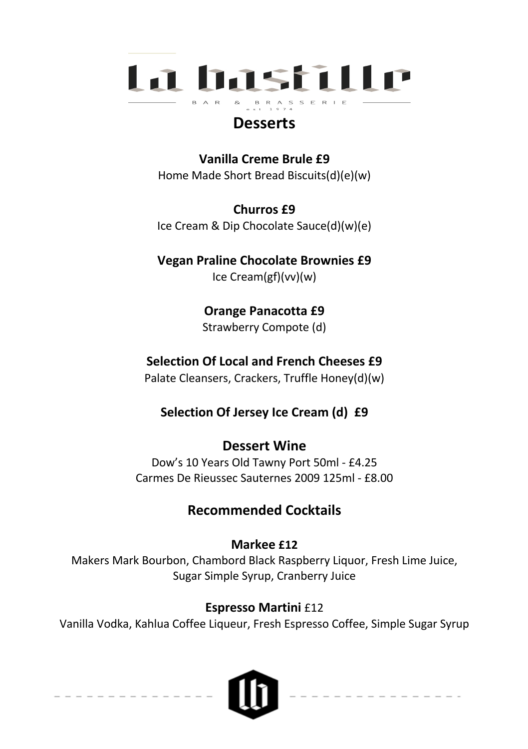# La Bastille

BAR & BRASSERIE

est 1974

## Desserts

**Vanilla Creme Brule £9**
Home Made Short Bread Biscuits(d)(e)(w)

**Churros £9**
Ice Cream & Dip Chocolate Sauce(d)(w)(e)

**Vegan Praline Chocolate Brownies £9**
Ice Cream(gf)(vv)(w)

**Orange Panacotta £9**
Strawberry Compote (d)

**Selection Of Local and French Cheeses £9**
Palate Cleansers, Crackers, Truffle Honey(d)(w)

**Selection Of Jersey Ice Cream (d) £9**

## Dessert Wine

Dow's 10 Years Old Tawny Port 50ml - £4.25
Carmes De Rieussec Sauternes 2009 125ml - £8.00

## Recommended Cocktails

**Markee £12**
Makers Mark Bourbon, Chambord Black Raspberry Liquor, Fresh Lime Juice, Sugar Simple Syrup, Cranberry Juice

**Espresso Martini** £12
Vanilla Vodka, Kahlua Coffee Liqueur, Fresh Espresso Coffee, Simple Sugar Syrup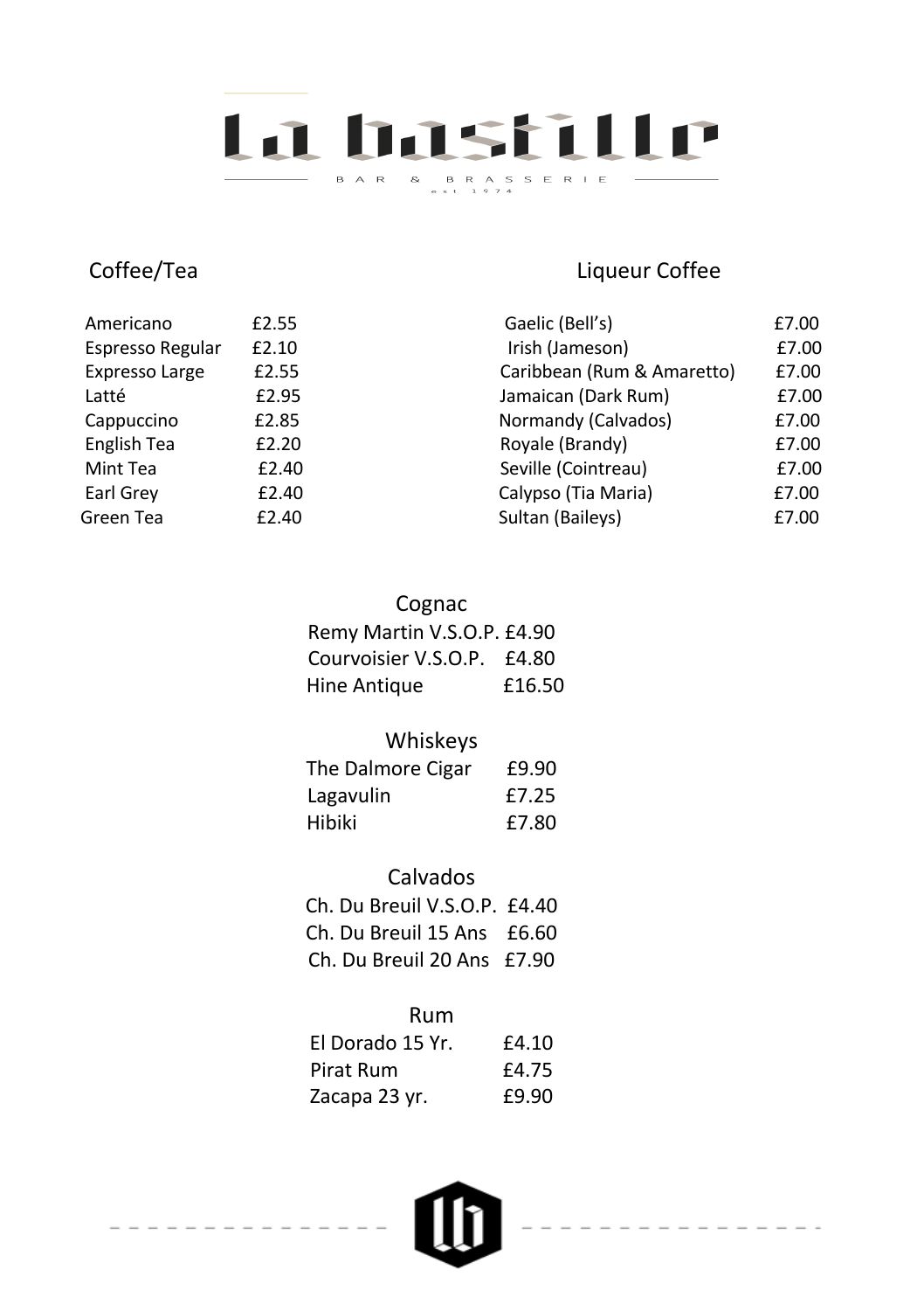# la bastille

BAR & BRASSERIE

est 1974

## Coffee/Tea

| | |
|---|---|
| Americano | £2.55 |
| Espresso Regular | £2.10 |
| Expresso Large | £2.55 |
| Latté | £2.95 |
| Cappuccino | £2.85 |
| English Tea | £2.20 |
| Mint Tea | £2.40 |
| Earl Grey | £2.40 |
| Green Tea | £2.40 |

## Liqueur Coffee

| | |
|---|---|
| Gaelic (Bell's) | £7.00 |
| Irish (Jameson) | £7.00 |
| Caribbean (Rum & Amaretto) | £7.00 |
| Jamaican (Dark Rum) | £7.00 |
| Normandy (Calvados) | £7.00 |
| Royale (Brandy) | £7.00 |
| Seville (Cointreau) | £7.00 |
| Calypso (Tia Maria) | £7.00 |
| Sultan (Baileys) | £7.00 |

## Cognac

| | |
|---|---|
| Remy Martin V.S.O.P. | £4.90 |
| Courvoisier V.S.O.P. | £4.80 |
| Hine Antique | £16.50 |

## Whiskeys

| | |
|---|---|
| The Dalmore Cigar | £9.90 |
| Lagavulin | £7.25 |
| Hibiki | £7.80 |

## Calvados

| | |
|---|---|
| Ch. Du Breuil V.S.O.P. | £4.40 |
| Ch. Du Breuil 15 Ans | £6.60 |
| Ch. Du Breuil 20 Ans | £7.90 |

## Rum

| | |
|---|---|
| El Dorado 15 Yr. | £4.10 |
| Pirat Rum | £4.75 |
| Zacapa 23 yr. | £9.90 |